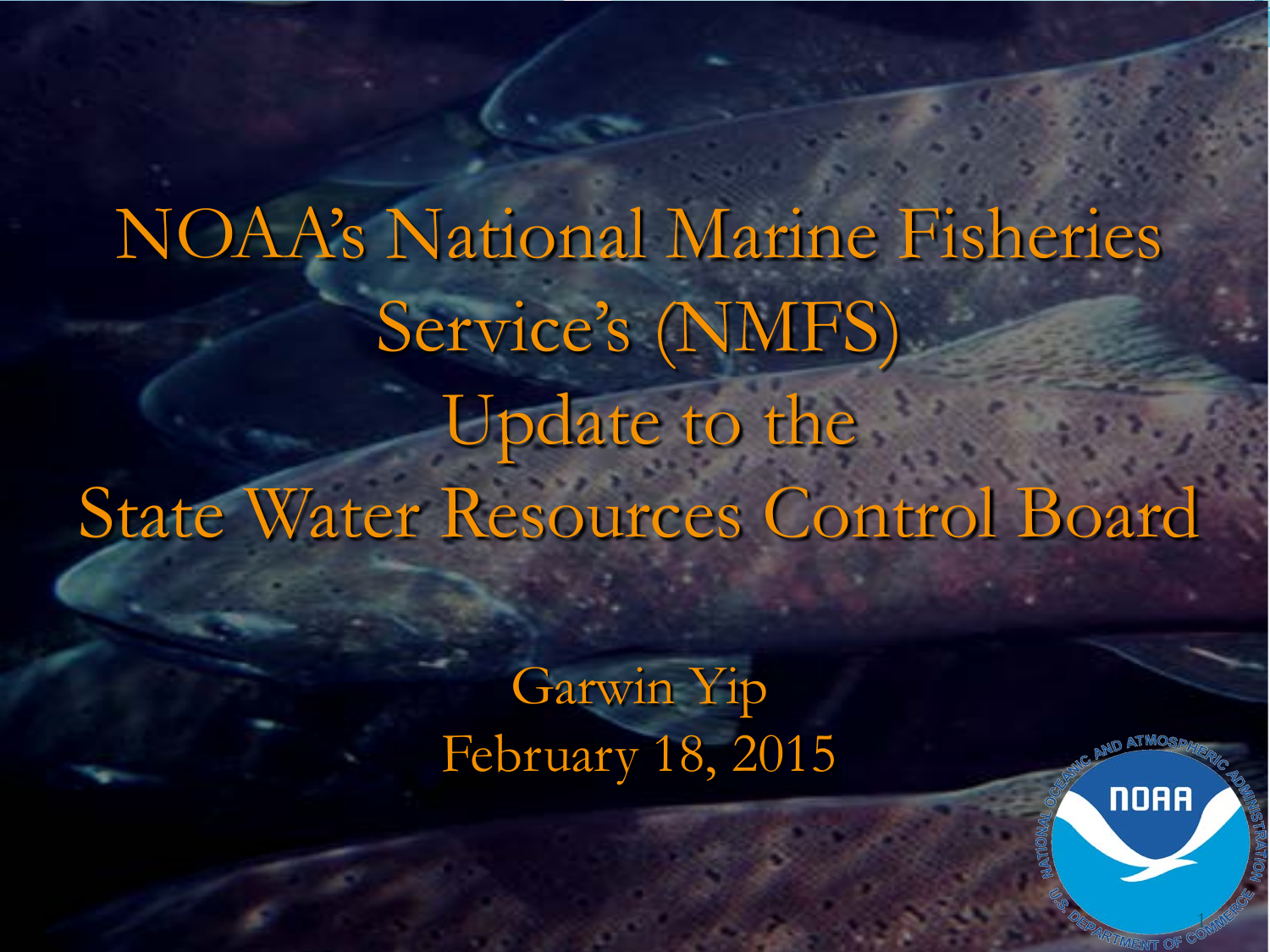# NOAA's National Marine Fisheries Service's (NMFS) Update to the State Water Resources Control Board

Garwin Yip

February 18, 2015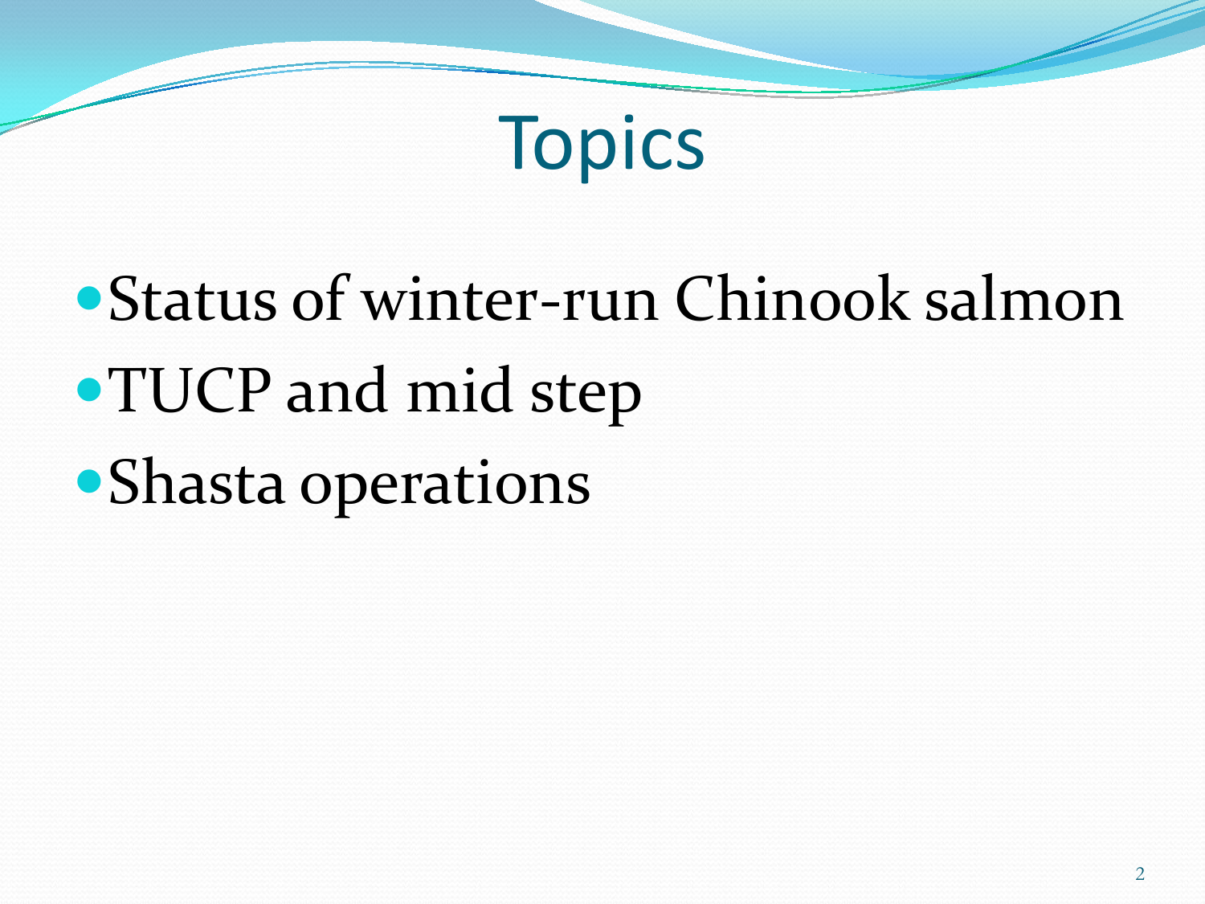# Topics

- Status of winter-run Chinook salmon
- TUCP and mid step
- Shasta operations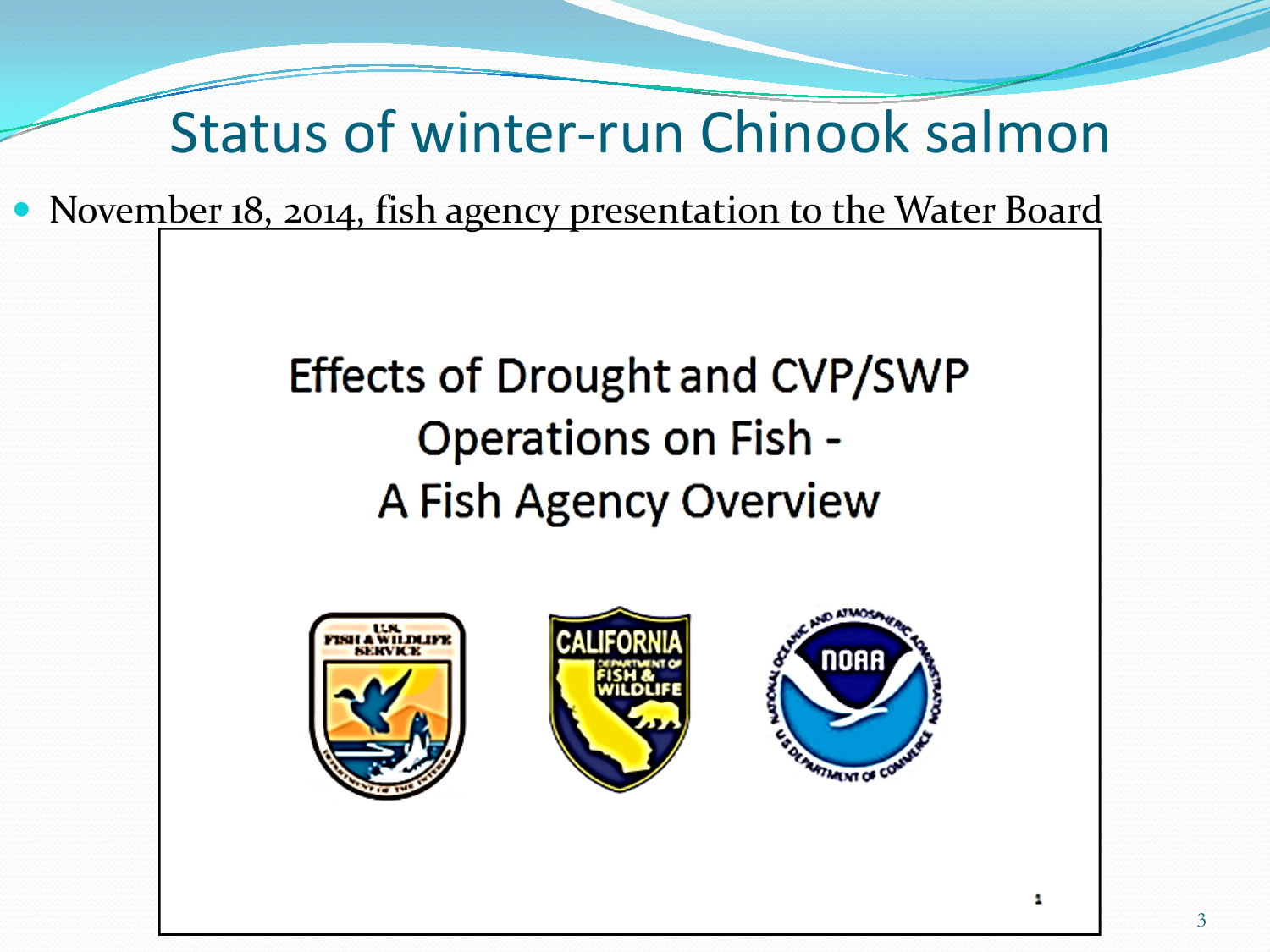# Status of winter-run Chinook salmon

- November 18, 2014, fish agency presentation to the Water Board

Effects of Drought and CVP/SWP Operations on Fish - A Fish Agency Overview

U.S. FISH & WILDLIFE SERVICE

CALIFORNIA DEPARTMENT OF FISH & WILDLIFE

NOAA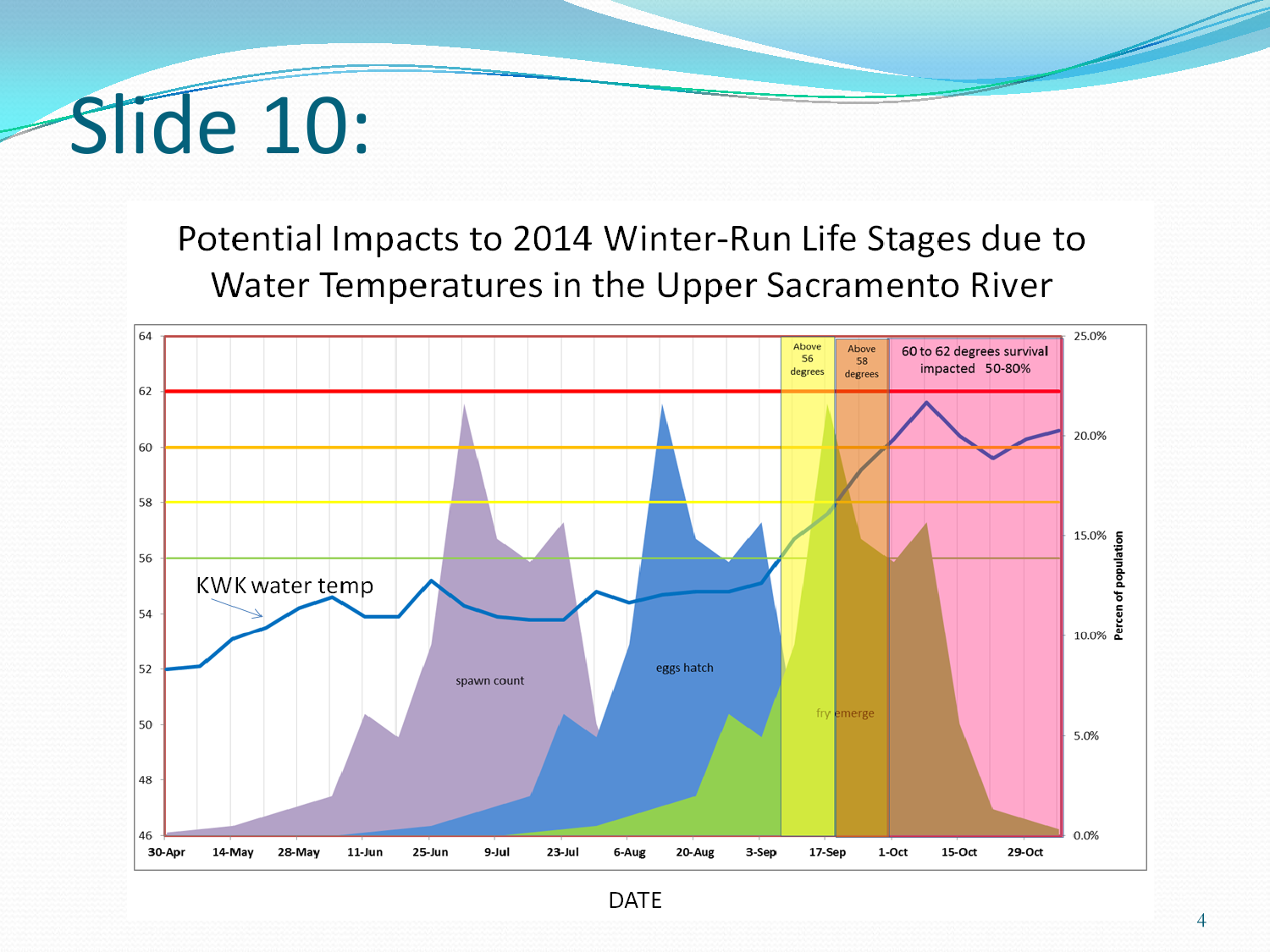# Slide 10:

## Potential Impacts to 2014 Winter-Run Life Stages due to Water Temperatures in the Upper Sacramento River

Above 56 degrees

Above 58 degrees

60 to 62 degrees survival impacted 50-80%

KWK water temp

spawn count

eggs hatch

fry emerge

Percen of population

DATE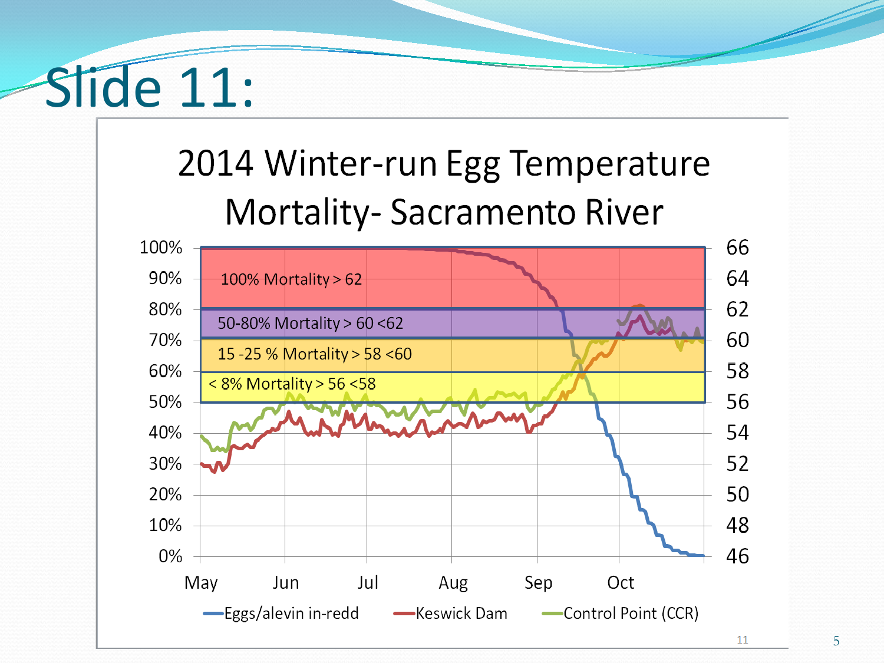# Slide 11:

## 2014 Winter-run Egg Temperature Mortality- Sacramento River

100% Mortality > 62

50-80% Mortality > 60 <62

15 -25 % Mortality > 58 <60

< 8% Mortality > 56 <58

Left axis: 0%, 10%, 20%, 30%, 40%, 50%, 60%, 70%, 80%, 90%, 100%

Right axis: 46, 48, 50, 52, 54, 56, 58, 60, 62, 64, 66

X axis: May, Jun, Jul, Aug, Sep, Oct

Legend: Eggs/alevin in-redd, Keswick Dam, Control Point (CCR)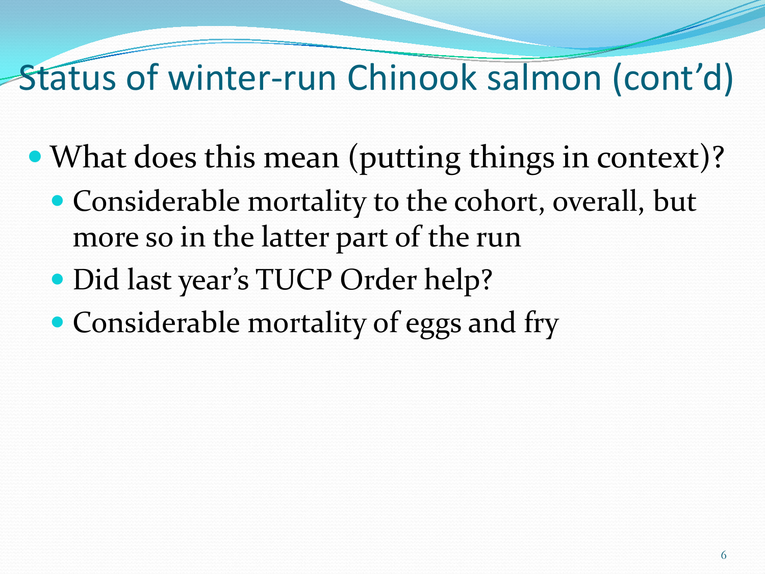# Status of winter-run Chinook salmon (cont'd)

- What does this mean (putting things in context)?
  - Considerable mortality to the cohort, overall, but more so in the latter part of the run
  - Did last year's TUCP Order help?
  - Considerable mortality of eggs and fry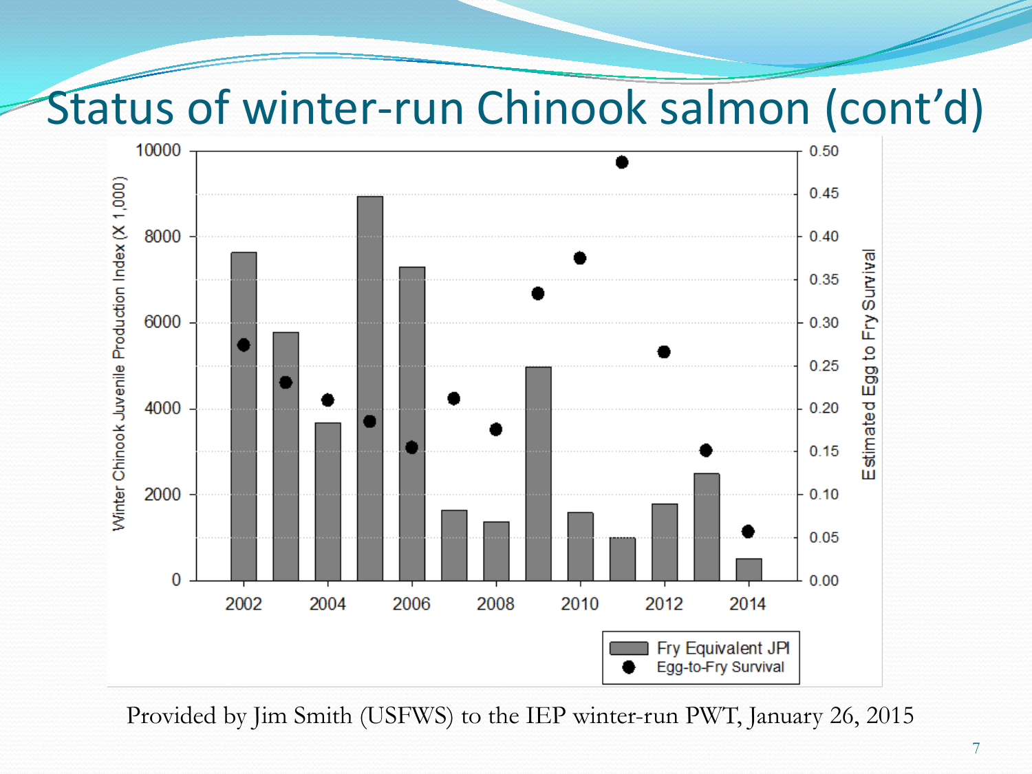# Status of winter-run Chinook salmon (cont'd)

Provided by Jim Smith (USFWS) to the IEP winter-run PWT, January 26, 2015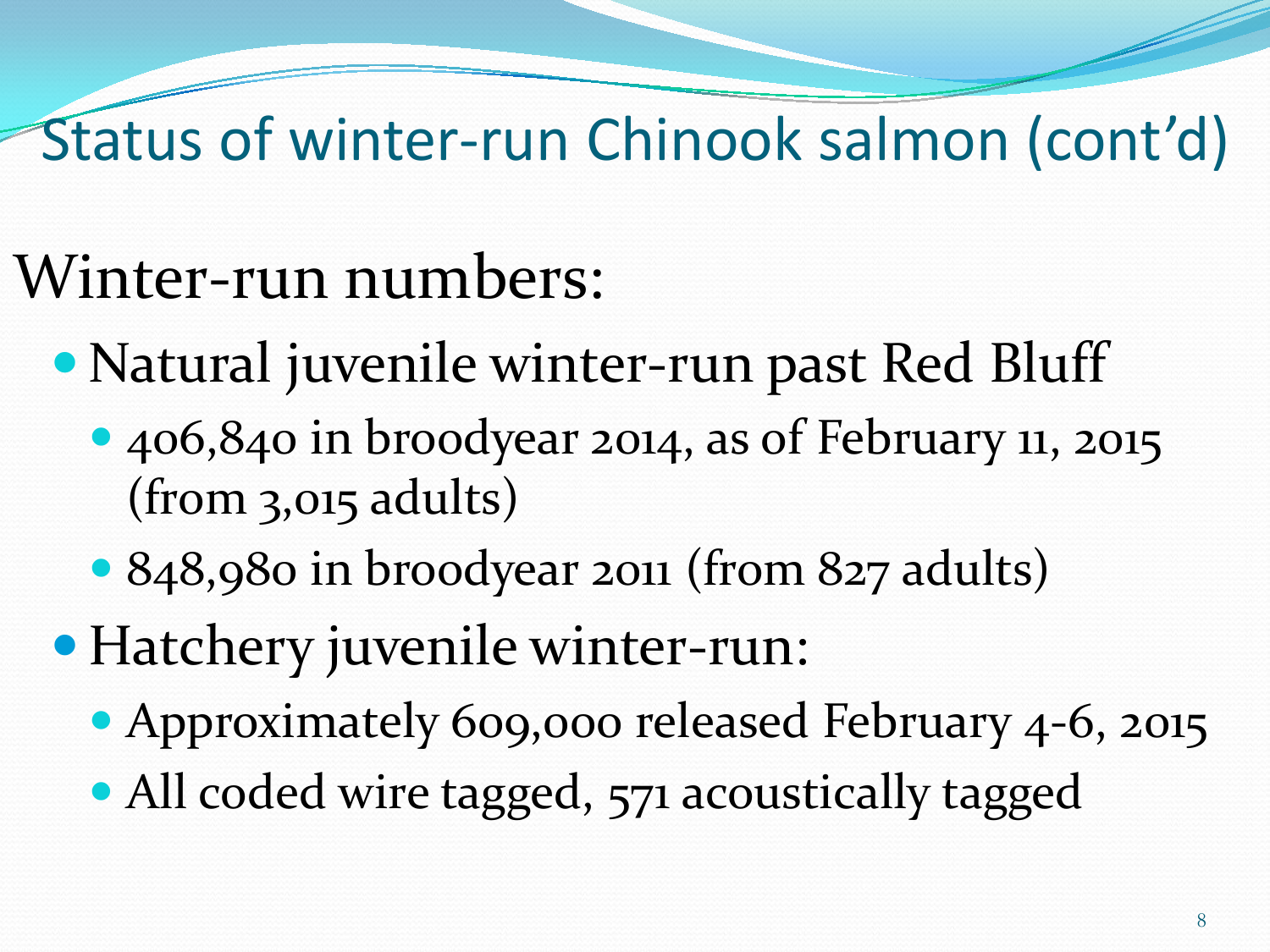# Status of winter-run Chinook salmon (cont'd)

## Winter-run numbers:

- Natural juvenile winter-run past Red Bluff
  - 406,840 in broodyear 2014, as of February 11, 2015 (from 3,015 adults)
  - 848,980 in broodyear 2011 (from 827 adults)
- Hatchery juvenile winter-run:
  - Approximately 609,000 released February 4-6, 2015
  - All coded wire tagged, 571 acoustically tagged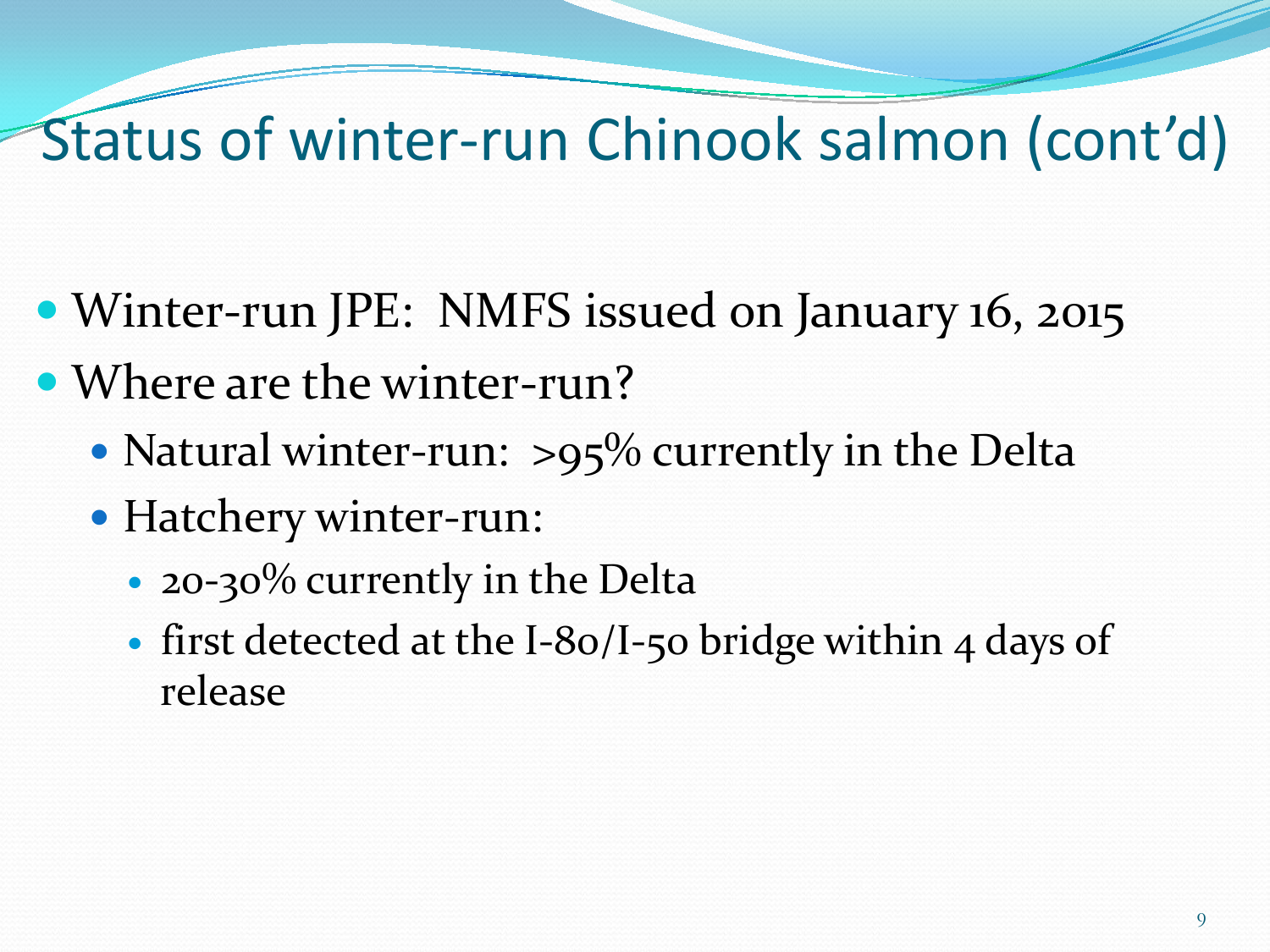# Status of winter-run Chinook salmon (cont'd)

- Winter-run JPE: NMFS issued on January 16, 2015
- Where are the winter-run?
  - Natural winter-run: >95% currently in the Delta
  - Hatchery winter-run:
    - 20-30% currently in the Delta
    - first detected at the I-80/I-50 bridge within 4 days of release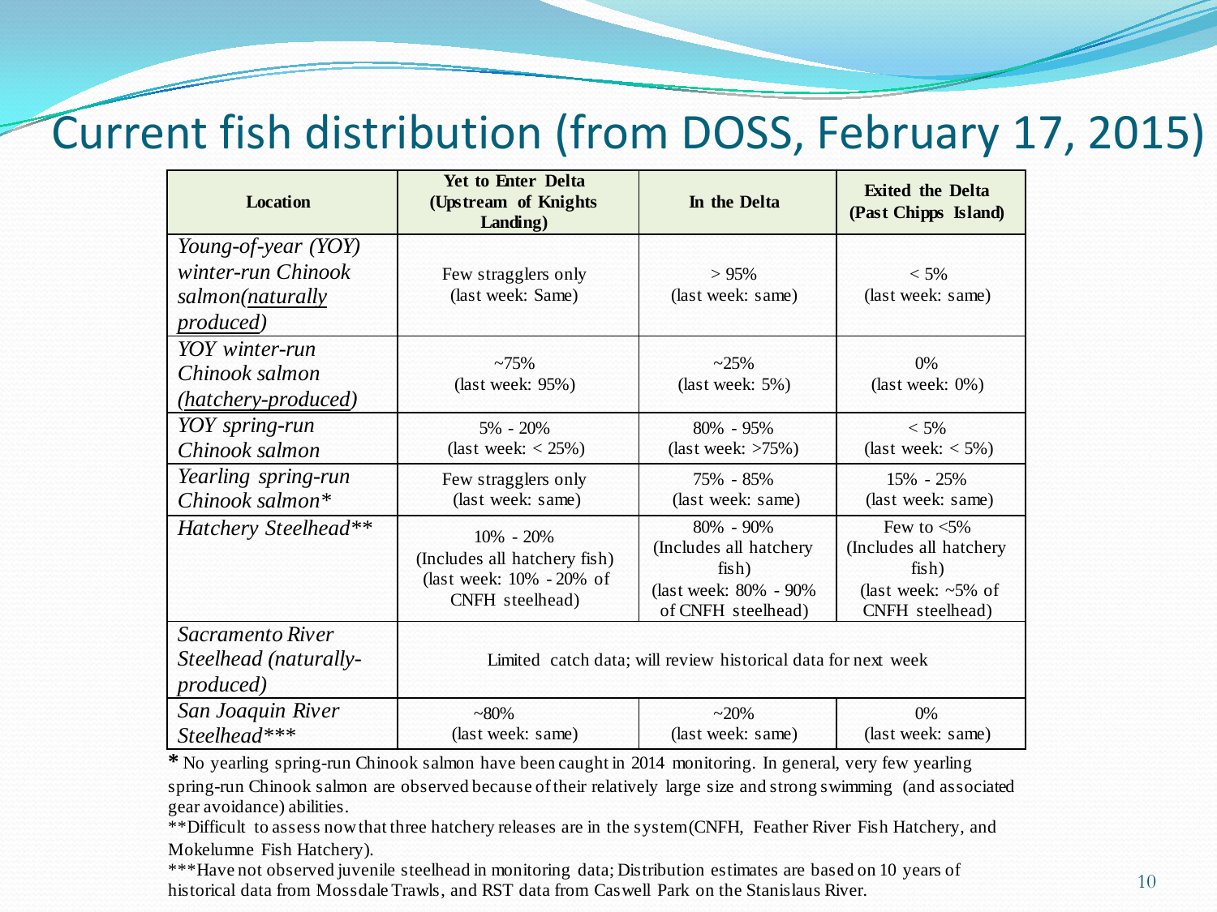# Current fish distribution (from DOSS, February 17, 2015)

| Location | Yet to Enter Delta (Upstream of Knights Landing) | In the Delta | Exited the Delta (Past Chipps Island) |
|---|---|---|---|
| *Young-of-year (YOY) winter-run Chinook salmon(naturally produced)* | Few stragglers only (last week: Same) | > 95% (last week: same) | < 5% (last week: same) |
| *YOY winter-run Chinook salmon (hatchery-produced)* | ~75% (last week: 95%) | ~25% (last week: 5%) | 0% (last week: 0%) |
| *YOY spring-run Chinook salmon* | 5% - 20% (last week: < 25%) | 80% - 95% (last week: >75%) | < 5% (last week: < 5%) |
| *Yearling spring-run Chinook salmon** | Few stragglers only (last week: same) | 75% - 85% (last week: same) | 15% - 25% (last week: same) |
| *Hatchery Steelhead*** | 10% - 20% (Includes all hatchery fish) (last week: 10% - 20% of CNFH steelhead) | 80% - 90% (Includes all hatchery fish) (last week: 80% - 90% of CNFH steelhead) | Few to <5% (Includes all hatchery fish) (last week: ~5% of CNFH steelhead) |
| *Sacramento River Steelhead (naturally-produced)* | Limited catch data; will review historical data for next week | | |
| *San Joaquin River Steelhead**** | ~80% (last week: same) | ~20% (last week: same) | 0% (last week: same) |

**\*** No yearling spring-run Chinook salmon have been caught in 2014 monitoring. In general, very few yearling spring-run Chinook salmon are observed because of their relatively large size and strong swimming (and associated gear avoidance) abilities.

**Difficult to assess now that three hatchery releases are in the system (CNFH, Feather River Fish Hatchery, and Mokelumne Fish Hatchery).

***Have not observed juvenile steelhead in monitoring data; Distribution estimates are based on 10 years of historical data from Mossdale Trawls, and RST data from Caswell Park on the Stanislaus River.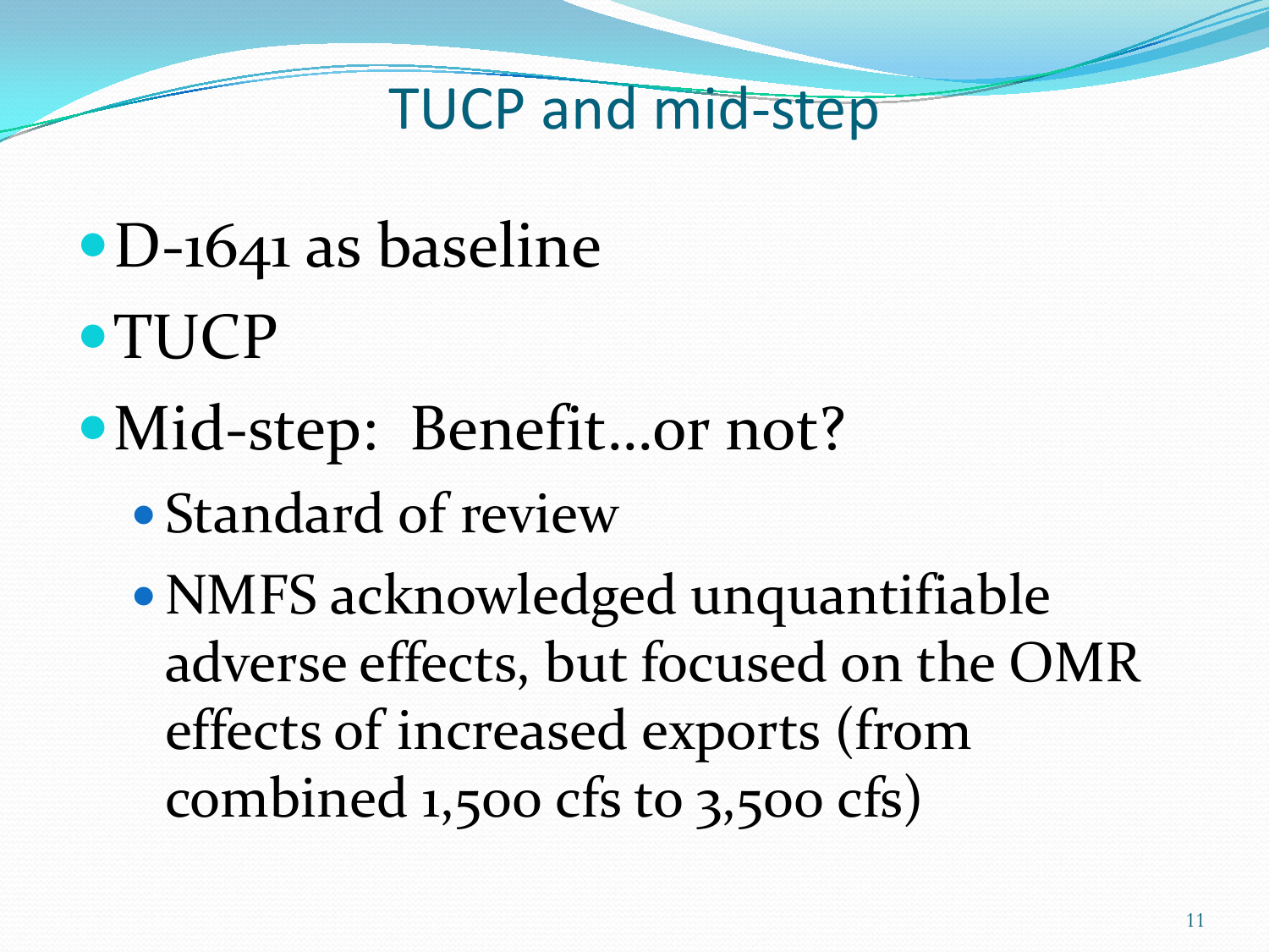# TUCP and mid-step

- D-1641 as baseline
- TUCP
- Mid-step: Benefit…or not?
  - Standard of review
  - NMFS acknowledged unquantifiable adverse effects, but focused on the OMR effects of increased exports (from combined 1,500 cfs to 3,500 cfs)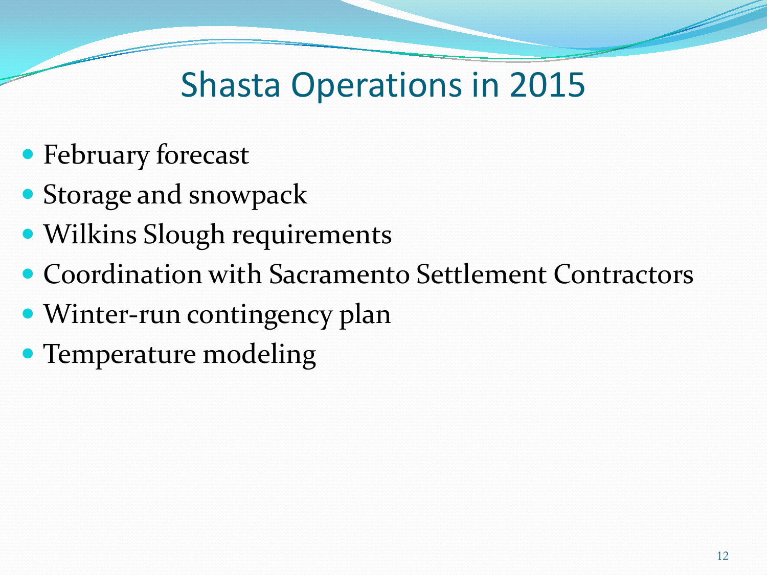# Shasta Operations in 2015

- February forecast
- Storage and snowpack
- Wilkins Slough requirements
- Coordination with Sacramento Settlement Contractors
- Winter-run contingency plan
- Temperature modeling